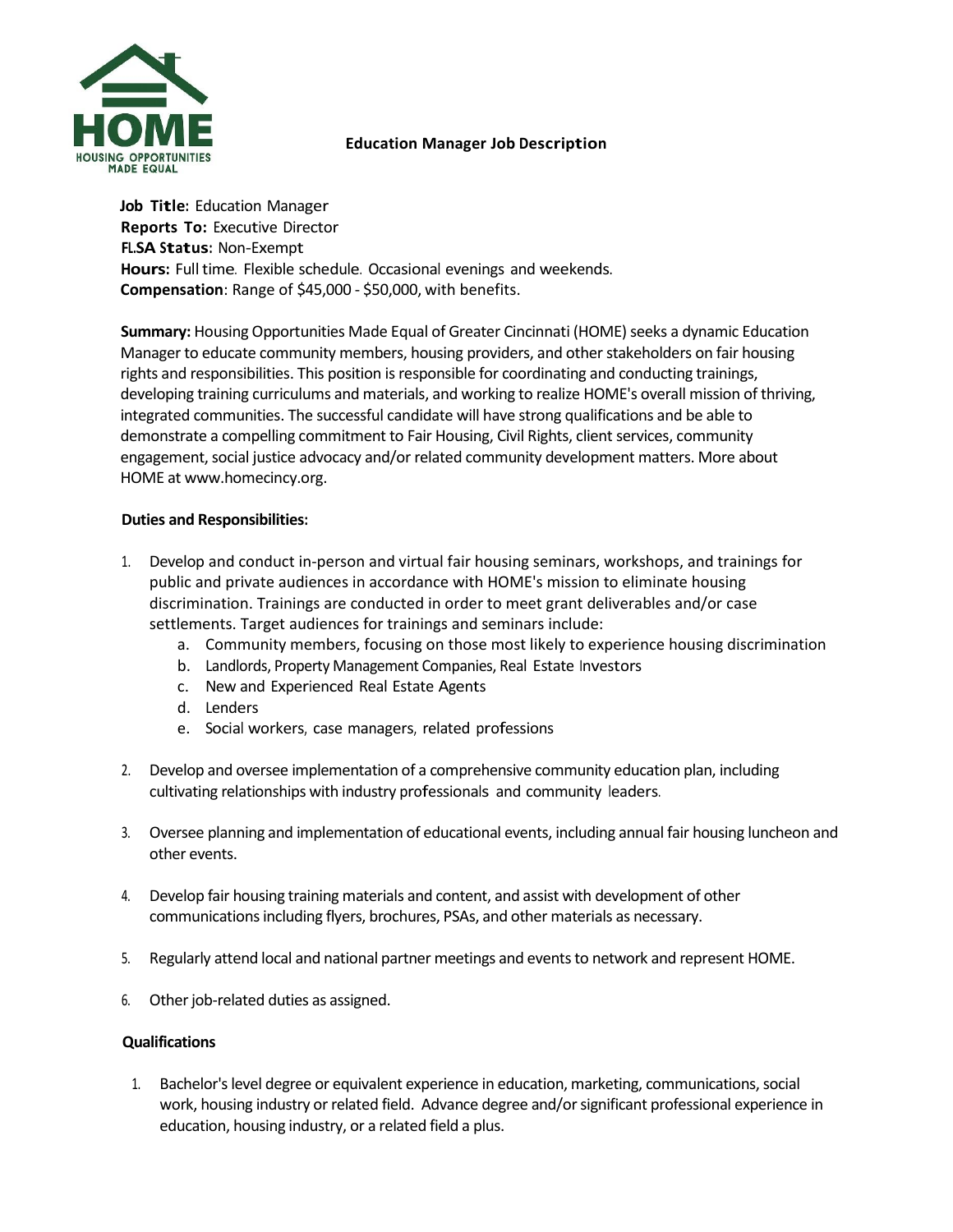HOME
HOUSING OPPORTUNITIES MADE EQUAL

# Education Manager Job Description

**Job Title:** Education Manager
**Reports To:** Executive Director
**FLSA Status:** Non-Exempt
**Hours:** Full time. Flexible schedule. Occasional evenings and weekends.
**Compensation**: Range of $45,000 - $50,000, with benefits.

**Summary:** Housing Opportunities Made Equal of Greater Cincinnati (HOME) seeks a dynamic Education Manager to educate community members, housing providers, and other stakeholders on fair housing rights and responsibilities. This position is responsible for coordinating and conducting trainings, developing training curriculums and materials, and working to realize HOME's overall mission of thriving, integrated communities. The successful candidate will have strong qualifications and be able to demonstrate a compelling commitment to Fair Housing, Civil Rights, client services, community engagement, social justice advocacy and/or related community development matters. More about HOME at www.homecincy.org.

## Duties and Responsibilities:

1. Develop and conduct in-person and virtual fair housing seminars, workshops, and trainings for public and private audiences in accordance with HOME's mission to eliminate housing discrimination. Trainings are conducted in order to meet grant deliverables and/or case settlements. Target audiences for trainings and seminars include:
   a. Community members, focusing on those most likely to experience housing discrimination
   b. Landlords, Property Management Companies, Real Estate Investors
   c. New and Experienced Real Estate Agents
   d. Lenders
   e. Social workers, case managers, related professions

2. Develop and oversee implementation of a comprehensive community education plan, including cultivating relationships with industry professionals and community leaders.

3. Oversee planning and implementation of educational events, including annual fair housing luncheon and other events.

4. Develop fair housing training materials and content, and assist with development of other communications including flyers, brochures, PSAs, and other materials as necessary.

5. Regularly attend local and national partner meetings and events to network and represent HOME.

6. Other job-related duties as assigned.

## Qualifications

1. Bachelor's level degree or equivalent experience in education, marketing, communications, social work, housing industry or related field. Advance degree and/or significant professional experience in education, housing industry, or a related field a plus.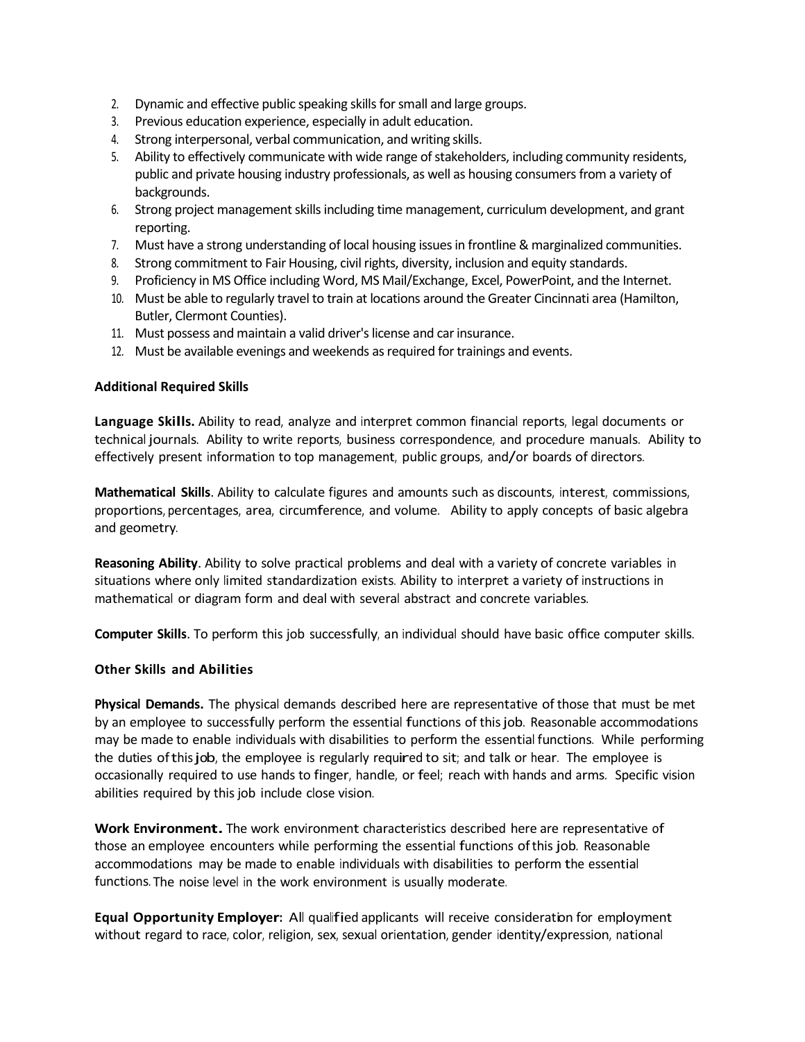2. Dynamic and effective public speaking skills for small and large groups.
3. Previous education experience, especially in adult education.
4. Strong interpersonal, verbal communication, and writing skills.
5. Ability to effectively communicate with wide range of stakeholders, including community residents, public and private housing industry professionals, as well as housing consumers from a variety of backgrounds.
6. Strong project management skills including time management, curriculum development, and grant reporting.
7. Must have a strong understanding of local housing issues in frontline & marginalized communities.
8. Strong commitment to Fair Housing, civil rights, diversity, inclusion and equity standards.
9. Proficiency in MS Office including Word, MS Mail/Exchange, Excel, PowerPoint, and the Internet.
10. Must be able to regularly travel to train at locations around the Greater Cincinnati area (Hamilton, Butler, Clermont Counties).
11. Must possess and maintain a valid driver's license and car insurance.
12. Must be available evenings and weekends as required for trainings and events.

**Additional Required Skills**

**Language Skills.** Ability to read, analyze and interpret common financial reports, legal documents or technical journals. Ability to write reports, business correspondence, and procedure manuals. Ability to effectively present information to top management, public groups, and/or boards of directors.

**Mathematical Skills**. Ability to calculate figures and amounts such as discounts, interest, commissions, proportions, percentages, area, circumference, and volume. Ability to apply concepts of basic algebra and geometry.

**Reasoning Ability**. Ability to solve practical problems and deal with a variety of concrete variables in situations where only limited standardization exists. Ability to interpret a variety of instructions in mathematical or diagram form and deal with several abstract and concrete variables.

**Computer Skills**. To perform this job successfully, an individual should have basic office computer skills.

**Other Skills and Abilities**

**Physical Demands.** The physical demands described here are representative of those that must be met by an employee to successfully perform the essential functions of this job. Reasonable accommodations may be made to enable individuals with disabilities to perform the essential functions. While performing the duties of this job, the employee is regularly required to sit; and talk or hear. The employee is occasionally required to use hands to finger, handle, or feel; reach with hands and arms. Specific vision abilities required by this job include close vision.

**Work Environment.** The work environment characteristics described here are representative of those an employee encounters while performing the essential functions of this job. Reasonable accommodations may be made to enable individuals with disabilities to perform the essential functions. The noise level in the work environment is usually moderate.

**Equal Opportunity Employer:** All qualified applicants will receive consideration for employment without regard to race, color, religion, sex, sexual orientation, gender identity/expression, national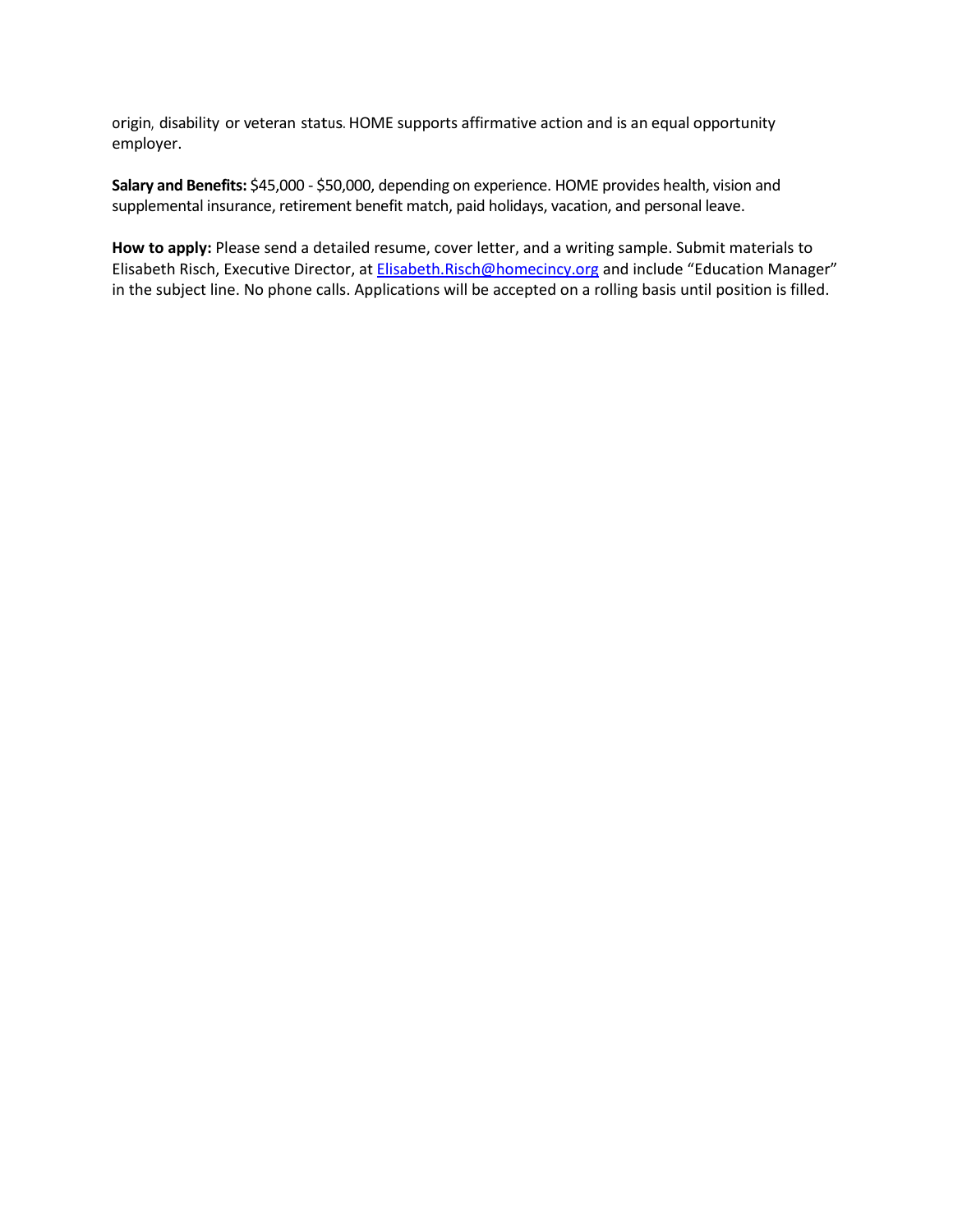origin, disability or veteran status. HOME supports affirmative action and is an equal opportunity employer.

**Salary and Benefits:** $45,000 - $50,000, depending on experience. HOME provides health, vision and supplemental insurance, retirement benefit match, paid holidays, vacation, and personal leave.

**How to apply:** Please send a detailed resume, cover letter, and a writing sample. Submit materials to Elisabeth Risch, Executive Director, at [Elisabeth.Risch@homecincy.org](mailto:Elisabeth.Risch@homecincy.org) and include "Education Manager" in the subject line. No phone calls. Applications will be accepted on a rolling basis until position is filled.